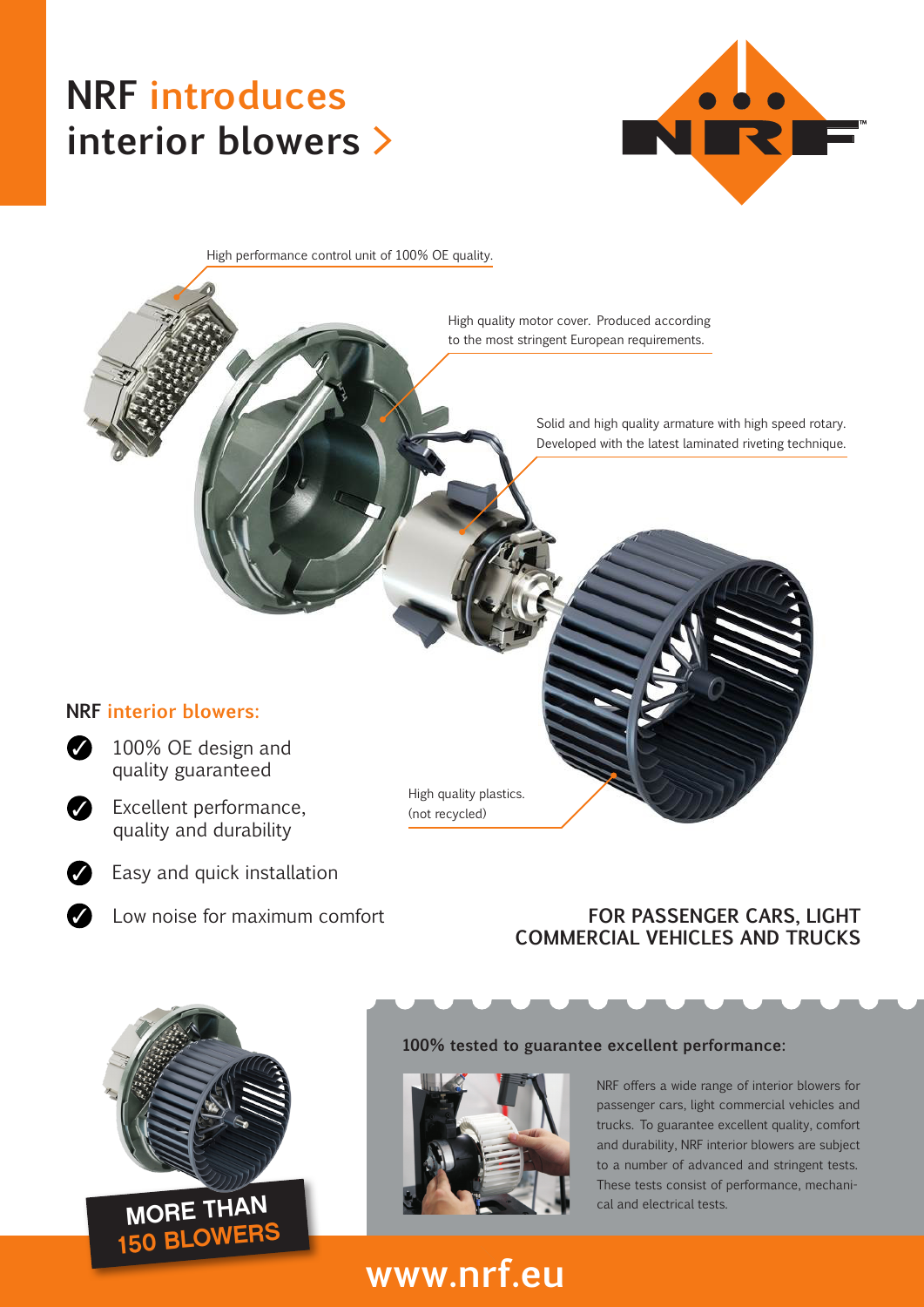# NRF introduces interior blowers >

High performance control unit of 100% OE quality.

High quality motor cover. Produced according to the most stringent European requirements.

Solid and high quality armature with high speed rotary. Developed with the latest laminated riveting technique.

High quality plastics. (not recycled)

## NRF interior blowers:

- 100% OE design and quality guaranteed
- Excellent performance, quality and durability
- Easy and quick installation
- Low noise for maximum comfort

**FOR PASSENGER CARS, LIGHT COMMERCIAL VEHICLES AND TRUCKS**

**MORE THAN 150 BLOWERS**

### 100% tested to guarantee excellent performance:

NRF offers a wide range of interior blowers for passenger cars, light commercial vehicles and trucks. To guarantee excellent quality, comfort and durability, NRF interior blowers are subject to a number of advanced and stringent tests. These tests consist of performance, mechanical and electrical tests.

**www.nrf.eu**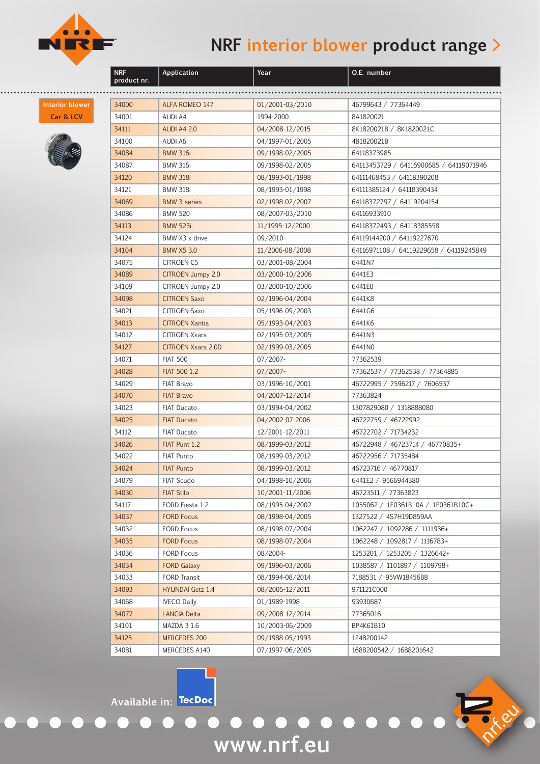# NRF interior blower product range >

**Interior blower**
**Car & LCV**

| NRF product nr. | Application | Year | O.E. number |
|---|---|---|---|
| 34000 | ALFA ROMEO 147 | 01/2001-03/2010 | 46799643 / 77364449 |
| 34001 | AUDI A4 | 1994-2000 | 8A1820021 |
| 34111 | AUDI A4 2.0 | 04/2008-12/2015 | 8K1820021B / 8K1820021C |
| 34100 | AUDI A6 | 04/1997-01/2005 | 4B1820021B |
| 34084 | BMW 316i | 09/1998-02/2005 | 64118373985 |
| 34087 | BMW 316i | 09/1998-02/2005 | 64113453729 / 64116900685 / 64119071946 |
| 34120 | BMW 318i | 08/1993-01/1998 | 64111468453 / 64118390208 |
| 34121 | BMW 318i | 08/1993-01/1998 | 64111385124 / 64118390434 |
| 34069 | BMW 3-series | 02/1998-02/2007 | 64118372797 / 64119204154 |
| 34086 | BMW 520 | 08/2007-03/2010 | 64116933910 |
| 34113 | BMW 523i | 11/1995-12/2000 | 64118372493 / 64118385558 |
| 34124 | BMW X3 x-drive | 09/2010- | 64119144200 / 64119227670 |
| 34104 | BMW X5 3.0 | 11/2006-08/2008 | 64116971108 / 64119229658 / 64119245849 |
| 34075 | CITROEN C5 | 03/2001-08/2004 | 6441N7 |
| 34089 | CITROEN Jumpy 2.0 | 03/2000-10/2006 | 6441E3 |
| 34109 | CITROEN Jumpy 2.0 | 03/2000-10/2006 | 6441E0 |
| 34098 | CITROEN Saxo | 02/1996-04/2004 | 6441K8 |
| 34021 | CITROEN Saxo | 05/1996-09/2003 | 6441G6 |
| 34013 | CITROEN Xantia | 05/1993-04/2003 | 6441K6 |
| 34012 | CITROEN Xsara | 02/1995-03/2005 | 6441N3 |
| 34127 | CITROEN Xsara 2.0D | 02/1999-03/2005 | 6441N0 |
| 34071 | FIAT 500 | 07/2007- | 77362539 |
| 34028 | FIAT 500 1.2 | 07/2007- | 77362537 / 77362538 / 77364885 |
| 34029 | FIAT Bravo | 03/1996-10/2001 | 46722995 / 7596217 / 7606537 |
| 34070 | FIAT Bravo | 04/2007-12/2014 | 77363824 |
| 34023 | FIAT Ducato | 03/1994-04/2002 | 1307829080 / 1318888080 |
| 34025 | FIAT Ducato | 04/2002-07-2006 | 46722759 / 46722992 |
| 34112 | FIAT Ducato | 12/2001-12/2011 | 46722702 / 71734232 |
| 34026 | FIAT Punt 1.2 | 08/1999-03/2012 | 46722948 / 46723714 / 46770835+ |
| 34022 | FIAT Punto | 08/1999-03/2012 | 46722956 / 71735484 |
| 34024 | FIAT Punto | 08/1999-03/2012 | 46723716 / 46770817 |
| 34079 | FIAT Scudo | 04/1998-10/2006 | 6441E2 / 9566944380 |
| 34030 | FIAT Stilo | 10/2001-11/2006 | 46723511 / 77363823 |
| 34117 | FORD Fiesta 1.2 | 08/1995-04/2002 | 1055062 / 1E0361B10A / 1E0361B10C+ |
| 34037 | FORD Focus | 08/1998-04/2005 | 1327522 / 4S7H19D859AA |
| 34032 | FORD Focus | 08/1998-07/2004 | 1062247 / 1092286 / 1111936+ |
| 34035 | FORD Focus | 08/1998-07/2004 | 1062248 / 1092817 / 1116783+ |
| 34036 | FORD Focus | 08/2004- | 1253201 / 1253205 / 1326642+ |
| 34034 | FORD Galaxy | 09/1996-03/2006 | 1038587 / 1101897 / 1109798+ |
| 34033 | FORD Transit | 08/1994-08/2014 | 7188531 / 95VW18456BB |
| 34093 | HYUNDAI Getz 1.4 | 08/2005-12/2011 | 971121C000 |
| 34068 | IVECO Daily | 01/1989-1998 | 93930687 |
| 34077 | LANCIA Delta | 09/2008-12/2014 | 77365016 |
| 34101 | MAZDA 3 1.6 | 10/2003-06/2009 | BP4K61B10 |
| 34125 | MERCEDES 200 | 09/1988-05/1993 | 1248200142 |
| 34081 | MERCEDES A140 | 07/1997-06/2005 | 1688200542 / 1688201642 |

Available in: TecDoc

www.nrf.eu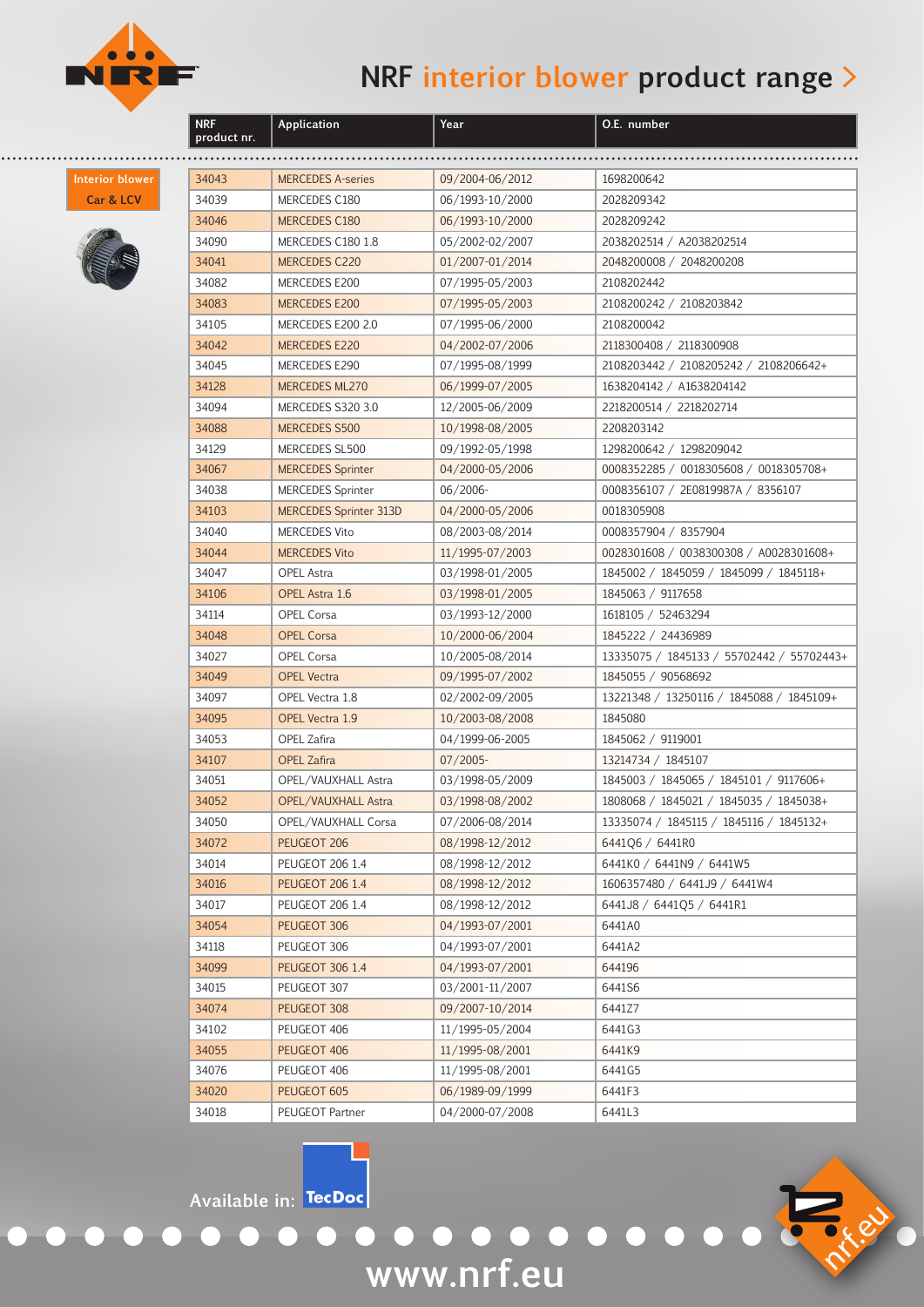# NRF interior blower product range >

**Interior blower**
**Car & LCV**

| NRF product nr. | Application | Year | O.E. number |
|---|---|---|---|
| 34043 | MERCEDES A-series | 09/2004-06/2012 | 1698200642 |
| 34039 | MERCEDES C180 | 06/1993-10/2000 | 2028209342 |
| 34046 | MERCEDES C180 | 06/1993-10/2000 | 2028209242 |
| 34090 | MERCEDES C180 1.8 | 05/2002-02/2007 | 2038202514 / A2038202514 |
| 34041 | MERCEDES C220 | 01/2007-01/2014 | 2048200008 / 2048200208 |
| 34082 | MERCEDES E200 | 07/1995-05/2003 | 2108202442 |
| 34083 | MERCEDES E200 | 07/1995-05/2003 | 2108200242 / 2108203842 |
| 34105 | MERCEDES E200 2.0 | 07/1995-06/2000 | 2108200042 |
| 34042 | MERCEDES E220 | 04/2002-07/2006 | 2118300408 / 2118300908 |
| 34045 | MERCEDES E290 | 07/1995-08/1999 | 2108203442 / 2108205242 / 2108206642+ |
| 34128 | MERCEDES ML270 | 06/1999-07/2005 | 1638204142 / A1638204142 |
| 34094 | MERCEDES S320 3.0 | 12/2005-06/2009 | 2218200514 / 2218202714 |
| 34088 | MERCEDES S500 | 10/1998-08/2005 | 2208203142 |
| 34129 | MERCEDES SL500 | 09/1992-05/1998 | 1298200642 / 1298209042 |
| 34067 | MERCEDES Sprinter | 04/2000-05/2006 | 0008352285 / 0018305608 / 0018305708+ |
| 34038 | MERCEDES Sprinter | 06/2006- | 0008356107 / 2E0819987A / 8356107 |
| 34103 | MERCEDES Sprinter 313D | 04/2000-05/2006 | 0018305908 |
| 34040 | MERCEDES Vito | 08/2003-08/2014 | 0008357904 / 8357904 |
| 34044 | MERCEDES Vito | 11/1995-07/2003 | 0028301608 / 0038300308 / A0028301608+ |
| 34047 | OPEL Astra | 03/1998-01/2005 | 1845002 / 1845059 / 1845099 / 1845118+ |
| 34106 | OPEL Astra 1.6 | 03/1998-01/2005 | 1845063 / 9117658 |
| 34114 | OPEL Corsa | 03/1993-12/2000 | 1618105 / 52463294 |
| 34048 | OPEL Corsa | 10/2000-06/2004 | 1845222 / 24436989 |
| 34027 | OPEL Corsa | 10/2005-08/2014 | 13335075 / 1845133 / 55702442 / 55702443+ |
| 34049 | OPEL Vectra | 09/1995-07/2002 | 1845055 / 90568692 |
| 34097 | OPEL Vectra 1.8 | 02/2002-09/2005 | 13221348 / 13250116 / 1845088 / 1845109+ |
| 34095 | OPEL Vectra 1.9 | 10/2003-08/2008 | 1845080 |
| 34053 | OPEL Zafira | 04/1999-06-2005 | 1845062 / 9119001 |
| 34107 | OPEL Zafira | 07/2005- | 13214734 / 1845107 |
| 34051 | OPEL/VAUXHALL Astra | 03/1998-05/2009 | 1845003 / 1845065 / 1845101 / 9117606+ |
| 34052 | OPEL/VAUXHALL Astra | 03/1998-08/2002 | 1808068 / 1845021 / 1845035 / 1845038+ |
| 34050 | OPEL/VAUXHALL Corsa | 07/2006-08/2014 | 13335074 / 1845115 / 1845116 / 1845132+ |
| 34072 | PEUGEOT 206 | 08/1998-12/2012 | 6441Q6 / 6441R0 |
| 34014 | PEUGEOT 206 1.4 | 08/1998-12/2012 | 6441K0 / 6441N9 / 6441W5 |
| 34016 | PEUGEOT 206 1.4 | 08/1998-12/2012 | 1606357480 / 6441J9 / 6441W4 |
| 34017 | PEUGEOT 206 1.4 | 08/1998-12/2012 | 6441J8 / 6441Q5 / 6441R1 |
| 34054 | PEUGEOT 306 | 04/1993-07/2001 | 6441A0 |
| 34118 | PEUGEOT 306 | 04/1993-07/2001 | 6441A2 |
| 34099 | PEUGEOT 306 1.4 | 04/1993-07/2001 | 644196 |
| 34015 | PEUGEOT 307 | 03/2001-11/2007 | 6441S6 |
| 34074 | PEUGEOT 308 | 09/2007-10/2014 | 6441Z7 |
| 34102 | PEUGEOT 406 | 11/1995-05/2004 | 6441G3 |
| 34055 | PEUGEOT 406 | 11/1995-08/2001 | 6441K9 |
| 34076 | PEUGEOT 406 | 11/1995-08/2001 | 6441G5 |
| 34020 | PEUGEOT 605 | 06/1989-09/1999 | 6441F3 |
| 34018 | PEUGEOT Partner | 04/2000-07/2008 | 6441L3 |

Available in: TecDoc

www.nrf.eu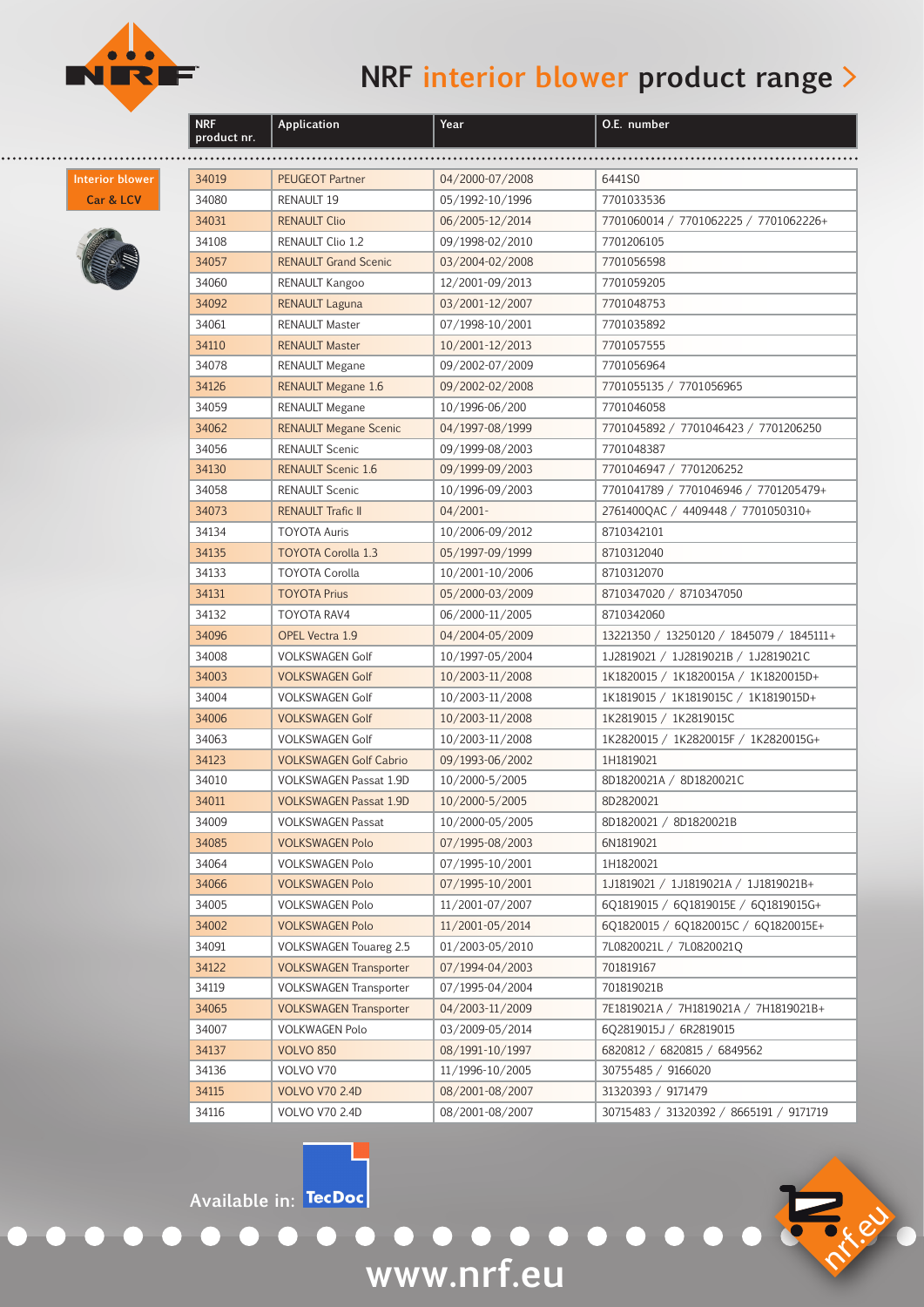# NRF interior blower product range >

**Interior blower Car & LCV**

| NRF product nr. | Application | Year | O.E. number |
|---|---|---|---|
| 34019 | PEUGEOT Partner | 04/2000-07/2008 | 6441S0 |
| 34080 | RENAULT 19 | 05/1992-10/1996 | 7701033536 |
| 34031 | RENAULT Clio | 06/2005-12/2014 | 7701060014 / 7701062225 / 7701062226+ |
| 34108 | RENAULT Clio 1.2 | 09/1998-02/2010 | 7701206105 |
| 34057 | RENAULT Grand Scenic | 03/2004-02/2008 | 7701056598 |
| 34060 | RENAULT Kangoo | 12/2001-09/2013 | 7701059205 |
| 34092 | RENAULT Laguna | 03/2001-12/2007 | 7701048753 |
| 34061 | RENAULT Master | 07/1998-10/2001 | 7701035892 |
| 34110 | RENAULT Master | 10/2001-12/2013 | 7701057555 |
| 34078 | RENAULT Megane | 09/2002-07/2009 | 7701056964 |
| 34126 | RENAULT Megane 1.6 | 09/2002-02/2008 | 7701055135 / 7701056965 |
| 34059 | RENAULT Megane | 10/1996-06/200 | 7701046058 |
| 34062 | RENAULT Megane Scenic | 04/1997-08/1999 | 7701045892 / 7701046423 / 7701206250 |
| 34056 | RENAULT Scenic | 09/1999-08/2003 | 7701048387 |
| 34130 | RENAULT Scenic 1.6 | 09/1999-09/2003 | 7701046947 / 7701206252 |
| 34058 | RENAULT Scenic | 10/1996-09/2003 | 7701041789 / 7701046946 / 7701205479+ |
| 34073 | RENAULT Trafic II | 04/2001- | 2761400QAC / 4409448 / 7701050310+ |
| 34134 | TOYOTA Auris | 10/2006-09/2012 | 8710342101 |
| 34135 | TOYOTA Corolla 1.3 | 05/1997-09/1999 | 8710312040 |
| 34133 | TOYOTA Corolla | 10/2001-10/2006 | 8710312070 |
| 34131 | TOYOTA Prius | 05/2000-03/2009 | 8710347020 / 8710347050 |
| 34132 | TOYOTA RAV4 | 06/2000-11/2005 | 8710342060 |
| 34096 | OPEL Vectra 1.9 | 04/2004-05/2009 | 13221350 / 13250120 / 1845079 / 1845111+ |
| 34008 | VOLKSWAGEN Golf | 10/1997-05/2004 | 1J2819021 / 1J2819021B / 1J2819021C |
| 34003 | VOLKSWAGEN Golf | 10/2003-11/2008 | 1K1820015 / 1K1820015A / 1K1820015D+ |
| 34004 | VOLKSWAGEN Golf | 10/2003-11/2008 | 1K1819015 / 1K1819015C / 1K1819015D+ |
| 34006 | VOLKSWAGEN Golf | 10/2003-11/2008 | 1K2819015 / 1K2819015C |
| 34063 | VOLKSWAGEN Golf | 10/2003-11/2008 | 1K2820015 / 1K2820015F / 1K2820015G+ |
| 34123 | VOLKSWAGEN Golf Cabrio | 09/1993-06/2002 | 1H1819021 |
| 34010 | VOLKSWAGEN Passat 1.9D | 10/2000-5/2005 | 8D1820021A / 8D1820021C |
| 34011 | VOLKSWAGEN Passat 1.9D | 10/2000-5/2005 | 8D2820021 |
| 34009 | VOLKSWAGEN Passat | 10/2000-05/2005 | 8D1820021 / 8D1820021B |
| 34085 | VOLKSWAGEN Polo | 07/1995-08/2003 | 6N1819021 |
| 34064 | VOLKSWAGEN Polo | 07/1995-10/2001 | 1H1820021 |
| 34066 | VOLKSWAGEN Polo | 07/1995-10/2001 | 1J1819021 / 1J1819021A / 1J1819021B+ |
| 34005 | VOLKSWAGEN Polo | 11/2001-07/2007 | 6Q1819015 / 6Q1819015E / 6Q1819015G+ |
| 34002 | VOLKSWAGEN Polo | 11/2001-05/2014 | 6Q1820015 / 6Q1820015C / 6Q1820015E+ |
| 34091 | VOLKSWAGEN Touareg 2.5 | 01/2003-05/2010 | 7L0820021L / 7L0820021Q |
| 34122 | VOLKSWAGEN Transporter | 07/1994-04/2003 | 701819167 |
| 34119 | VOLKSWAGEN Transporter | 07/1995-04/2004 | 701819021B |
| 34065 | VOLKSWAGEN Transporter | 04/2003-11/2009 | 7E1819021A / 7H1819021A / 7H1819021B+ |
| 34007 | VOLKWAGEN Polo | 03/2009-05/2014 | 6Q2819015J / 6R2819015 |
| 34137 | VOLVO 850 | 08/1991-10/1997 | 6820812 / 6820815 / 6849562 |
| 34136 | VOLVO V70 | 11/1996-10/2005 | 30755485 / 9166020 |
| 34115 | VOLVO V70 2.4D | 08/2001-08/2007 | 31320393 / 9171479 |
| 34116 | VOLVO V70 2.4D | 08/2001-08/2007 | 30715483 / 31320392 / 8665191 / 9171719 |

Available in: TecDoc

www.nrf.eu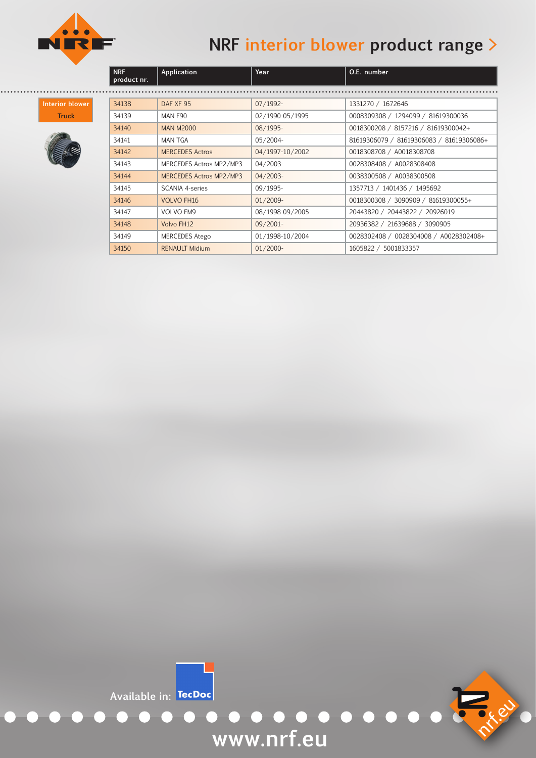# NRF interior blower product range >

**Interior blower**

**Truck**

| NRF product nr. | Application | Year | O.E. number |
|---|---|---|---|
| 34138 | DAF XF 95 | 07/1992- | 1331270 / 1672646 |
| 34139 | MAN F90 | 02/1990-05/1995 | 0008309308 / 1294099 / 81619300036 |
| 34140 | MAN M2000 | 08/1995- | 0018300208 / 8157216 / 81619300042+ |
| 34141 | MAN TGA | 05/2004- | 81619306079 / 81619306083 / 81619306086+ |
| 34142 | MERCEDES Actros | 04/1997-10/2002 | 0018308708 / A0018308708 |
| 34143 | MERCEDES Actros MP2/MP3 | 04/2003- | 0028308408 / A0028308408 |
| 34144 | MERCEDES Actros MP2/MP3 | 04/2003- | 0038300508 / A0038300508 |
| 34145 | SCANIA 4-series | 09/1995- | 1357713 / 1401436 / 1495692 |
| 34146 | VOLVO FH16 | 01/2009- | 0018300308 / 3090909 / 81619300055+ |
| 34147 | VOLVO FM9 | 08/1998-09/2005 | 20443820 / 20443822 / 20926019 |
| 34148 | Volvo FH12 | 09/2001- | 20936382 / 21639688 / 3090905 |
| 34149 | MERCEDES Atego | 01/1998-10/2004 | 0028302408 / 0028304008 / A0028302408+ |
| 34150 | RENAULT Midium | 01/2000- | 1605822 / 5001833357 |

Available in: TecDoc

www.nrf.eu